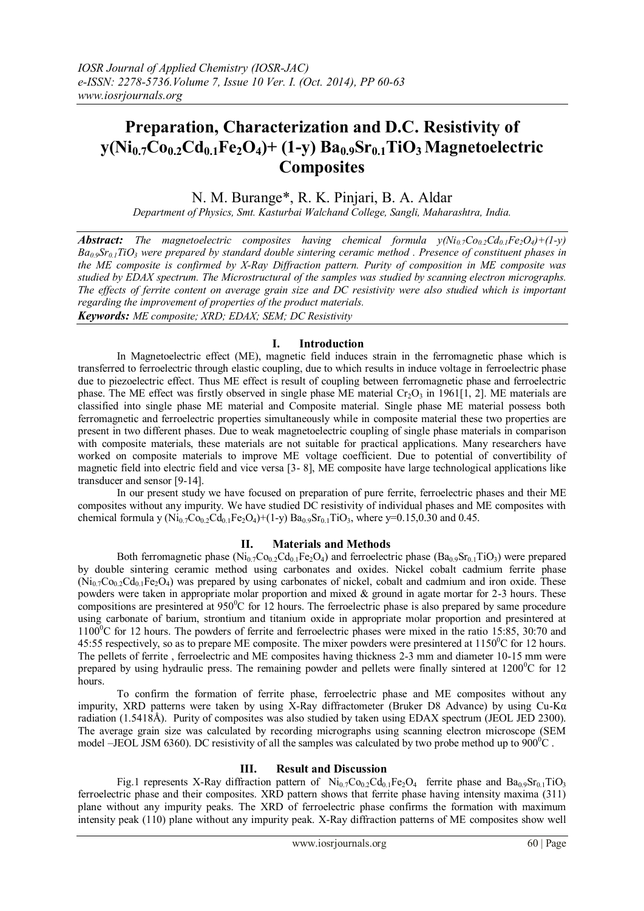# Preparation, Characterization and D.C. Resistivity of $y(Ni_{0.7}Co_{0.2}Cd_{0.1}Fe_2O_4)$+ (1-y) $Ba_{0.9}Sr_{0.1}TiO_3$ Magnetoelectric Composites

N. M. Burange*, R. K. Pinjari, B. A. Aldar

*Department of Physics, Smt. Kasturbai Walchand College, Sangli, Maharashtra, India.*

***Abstract:*** *The magnetoelectric composites having chemical formula* $y(Ni_{0.7}Co_{0.2}Cd_{0.1}Fe_2O_4)+(1-y)$ $Ba_{0.9}Sr_{0.1}TiO_3$ *were prepared by standard double sintering ceramic method . Presence of constituent phases in the ME composite is confirmed by X-Ray Diffraction pattern. Purity of composition in ME composite was studied by EDAX spectrum. The Microstructural of the samples was studied by scanning electron micrographs. The effects of ferrite content on average grain size and DC resistivity were also studied which is important regarding the improvement of properties of the product materials.*

***Keywords:*** *ME composite; XRD; EDAX; SEM; DC Resistivity*

## I. Introduction

In Magnetoelectric effect (ME), magnetic field induces strain in the ferromagnetic phase which is transferred to ferroelectric through elastic coupling, due to which results in induce voltage in ferroelectric phase due to piezoelectric effect. Thus ME effect is result of coupling between ferromagnetic phase and ferroelectric phase. The ME effect was firstly observed in single phase ME material $Cr_2O_3$ in 1961[1, 2]. ME materials are classified into single phase ME material and Composite material. Single phase ME material possess both ferromagnetic and ferroelectric properties simultaneously while in composite material these two properties are present in two different phases. Due to weak magnetoelectric coupling of single phase materials in comparison with composite materials, these materials are not suitable for practical applications. Many researchers have worked on composite materials to improve ME voltage coefficient. Due to potential of convertibility of magnetic field into electric field and vice versa [3- 8], ME composite have large technological applications like transducer and sensor [9-14].

In our present study we have focused on preparation of pure ferrite, ferroelectric phases and their ME composites without any impurity. We have studied DC resistivity of individual phases and ME composites with chemical formula y $(Ni_{0.7}Co_{0.2}Cd_{0.1}Fe_2O_4)$+(1-y) $Ba_{0.9}Sr_{0.1}TiO_3$, where y=0.15,0.30 and 0.45.

## II. Materials and Methods

Both ferromagnetic phase ($Ni_{0.7}Co_{0.2}Cd_{0.1}Fe_2O_4$) and ferroelectric phase ($Ba_{0.9}Sr_{0.1}TiO_3$) were prepared by double sintering ceramic method using carbonates and oxides. Nickel cobalt cadmium ferrite phase ($Ni_{0.7}Co_{0.2}Cd_{0.1}Fe_2O_4$) was prepared by using carbonates of nickel, cobalt and cadmium and iron oxide. These powders were taken in appropriate molar proportion and mixed & ground in agate mortar for 2-3 hours. These compositions are presintered at $950^0C$ for 12 hours. The ferroelectric phase is also prepared by same procedure using carbonate of barium, strontium and titanium oxide in appropriate molar proportion and presintered at $1100^0C$ for 12 hours. The powders of ferrite and ferroelectric phases were mixed in the ratio 15:85, 30:70 and 45:55 respectively, so as to prepare ME composite. The mixer powders were presintered at $1150^0C$ for 12 hours. The pellets of ferrite , ferroelectric and ME composites having thickness 2-3 mm and diameter 10-15 mm were prepared by using hydraulic press. The remaining powder and pellets were finally sintered at $1200^0C$ for 12 hours.

To confirm the formation of ferrite phase, ferroelectric phase and ME composites without any impurity, XRD patterns were taken by using X-Ray diffractometer (Bruker D8 Advance) by using Cu-Kα radiation (1.5418Å). Purity of composites was also studied by taken using EDAX spectrum (JEOL JED 2300). The average grain size was calculated by recording micrographs using scanning electron microscope (SEM model –JEOL JSM 6360). DC resistivity of all the samples was calculated by two probe method up to $900^0C$ .

## III. Result and Discussion

Fig.1 represents X-Ray diffraction pattern of $Ni_{0.7}Co_{0.2}Cd_{0.1}Fe_2O_4$ ferrite phase and $Ba_{0.9}Sr_{0.1}TiO_3$ ferroelectric phase and their composites. XRD pattern shows that ferrite phase having intensity maxima (311) plane without any impurity peaks. The XRD of ferroelectric phase confirms the formation with maximum intensity peak (110) plane without any impurity peak. X-Ray diffraction patterns of ME composites show well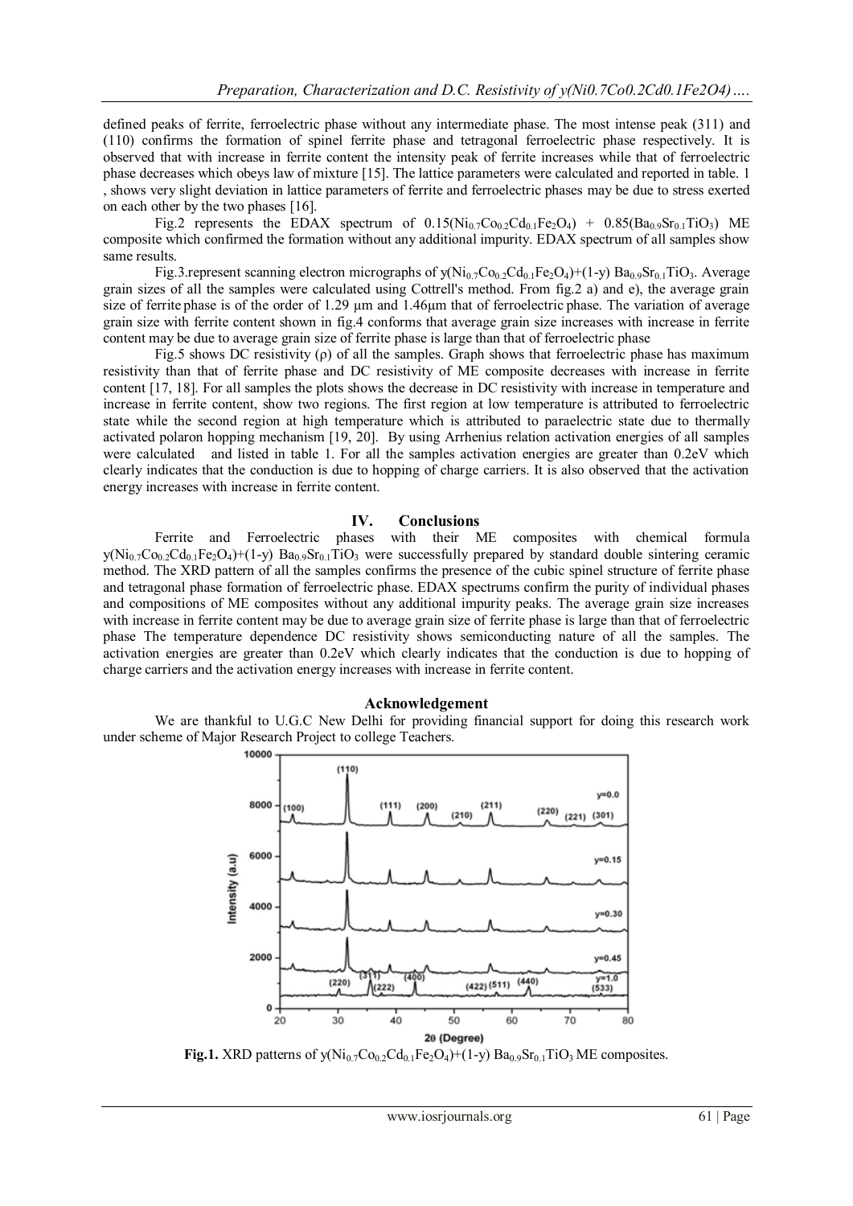defined peaks of ferrite, ferroelectric phase without any intermediate phase. The most intense peak (311) and (110) confirms the formation of spinel ferrite phase and tetragonal ferroelectric phase respectively. It is observed that with increase in ferrite content the intensity peak of ferrite increases while that of ferroelectric phase decreases which obeys law of mixture [15]. The lattice parameters were calculated and reported in table. 1 , shows very slight deviation in lattice parameters of ferrite and ferroelectric phases may be due to stress exerted on each other by the two phases [16].

Fig.2 represents the EDAX spectrum of $0.15(Ni_{0.7}Co_{0.2}Cd_{0.1}Fe_2O_4)$ + $0.85(Ba_{0.9}Sr_{0.1}TiO_3)$ ME composite which confirmed the formation without any additional impurity. EDAX spectrum of all samples show same results.

Fig.3.represent scanning electron micrographs of $y(Ni_{0.7}Co_{0.2}Cd_{0.1}Fe_2O_4)+(1-y)$ $Ba_{0.9}Sr_{0.1}TiO_3$. Average grain sizes of all the samples were calculated using Cottrell's method. From fig.2 a) and e), the average grain size of ferrite phase is of the order of 1.29 μm and 1.46μm that of ferroelectric phase. The variation of average grain size with ferrite content shown in fig.4 conforms that average grain size increases with increase in ferrite content may be due to average grain size of ferrite phase is large than that of ferroelectric phase

Fig.5 shows DC resistivity (ρ) of all the samples. Graph shows that ferroelectric phase has maximum resistivity than that of ferrite phase and DC resistivity of ME composite decreases with increase in ferrite content [17, 18]. For all samples the plots shows the decrease in DC resistivity with increase in temperature and increase in ferrite content, show two regions. The first region at low temperature is attributed to ferroelectric state while the second region at high temperature which is attributed to paraelectric state due to thermally activated polaron hopping mechanism [19, 20]. By using Arrhenius relation activation energies of all samples were calculated and listed in table 1. For all the samples activation energies are greater than 0.2eV which clearly indicates that the conduction is due to hopping of charge carriers. It is also observed that the activation energy increases with increase in ferrite content.

## IV. Conclusions

Ferrite and Ferroelectric phases with their ME composites with chemical formula $y(Ni_{0.7}Co_{0.2}Cd_{0.1}Fe_2O_4)+(1-y)$ $Ba_{0.9}Sr_{0.1}TiO_3$ were successfully prepared by standard double sintering ceramic method. The XRD pattern of all the samples confirms the presence of the cubic spinel structure of ferrite phase and tetragonal phase formation of ferroelectric phase. EDAX spectrums confirm the purity of individual phases and compositions of ME composites without any additional impurity peaks. The average grain size increases with increase in ferrite content may be due to average grain size of ferrite phase is large than that of ferroelectric phase The temperature dependence DC resistivity shows semiconducting nature of all the samples. The activation energies are greater than 0.2eV which clearly indicates that the conduction is due to hopping of charge carriers and the activation energy increases with increase in ferrite content.

### Acknowledgement

We are thankful to U.G.C New Delhi for providing financial support for doing this research work under scheme of Major Research Project to college Teachers.

**Fig.1.** XRD patterns of $y(Ni_{0.7}Co_{0.2}Cd_{0.1}Fe_2O_4)+(1-y)$ $Ba_{0.9}Sr_{0.1}TiO_3$ ME composites.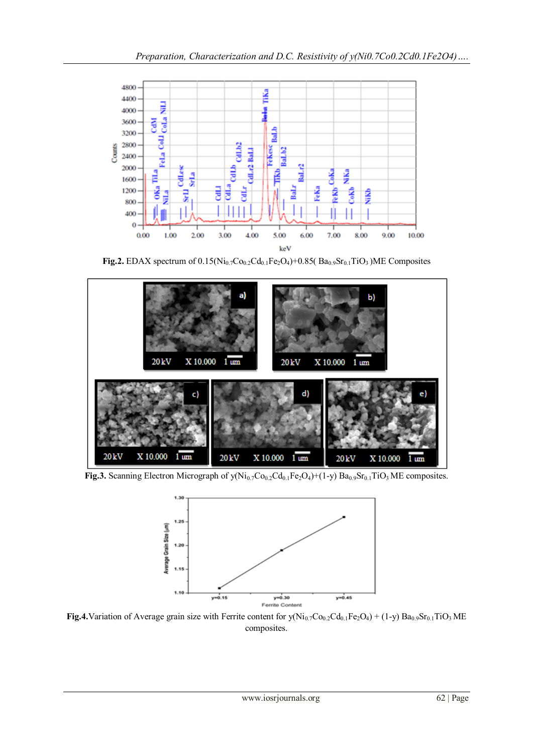**Fig.2.** EDAX spectrum of $0.15(Ni_{0.7}Co_{0.2}Cd_{0.1}Fe_2O_4)+0.85(Ba_{0.9}Sr_{0.1}TiO_3)$ME Composites

**Fig.3.** Scanning Electron Micrograph of $y(Ni_{0.7}Co_{0.2}Cd_{0.1}Fe_2O_4)+(1\text{-}y)\ Ba_{0.9}Sr_{0.1}TiO_3$ ME composites.

**Fig.4.** Variation of Average grain size with Ferrite content for $y(Ni_{0.7}Co_{0.2}Cd_{0.1}Fe_2O_4) + (1\text{-}y)\ Ba_{0.9}Sr_{0.1}TiO_3$ ME composites.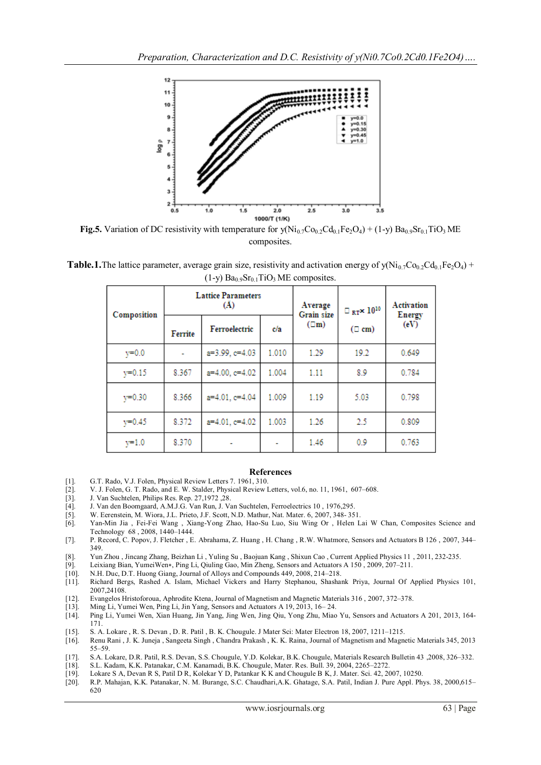12
11
10
9
8
7
6
5
4
3
2

log ρ

0.5 1.0 1.5 2.0 2.5 3.0 3.5

1000/T (1/K)

y=0.0
y=0.15
y=0.30
y=0.45
y=1.0

**Fig.5.** Variation of DC resistivity with temperature for y($Ni_{0.7}Co_{0.2}Cd_{0.1}Fe_2O_4$) + (1-y) $Ba_{0.9}Sr_{0.1}TiO_3$ ME composites.

**Table.1.** The lattice parameter, average grain size, resistivity and activation energy of y($Ni_{0.7}Co_{0.2}Cd_{0.1}Fe_2O_4$) + (1-y) $Ba_{0.9}Sr_{0.1}TiO_3$ ME composites.

| Composition | Lattice Parameters (Å) | | | Average Grain size (□m) | □ $_{RT}$ × $10^{10}$ (□ cm) | Activation Energy (eV) |
|---|---|---|---|---|---|---|
| | Ferrite | Ferroelectric | c/a | | | |
| y=0.0 | - | a=3.99, c=4.03 | 1.010 | 1.29 | 19.2 | 0.649 |
| y=0.15 | 8.367 | a=4.00, c=4.02 | 1.004 | 1.11 | 8.9 | 0.784 |
| y=0.30 | 8.366 | a=4.01, c=4.04 | 1.009 | 1.19 | 5.03 | 0.798 |
| y=0.45 | 8.372 | a=4.01, c=4.02 | 1.003 | 1.26 | 2.5 | 0.809 |
| y=1.0 | 8.370 | - | - | 1.46 | 0.9 | 0.763 |

## References

[1]. G.T. Rado, V.J. Folen, Physical Review Letters 7. 1961, 310.
[2]. V. J. Folen, G. T. Rado, and E. W. Stalder, Physical Review Letters, vol.6, no. 11, 1961, 607–608.
[3]. J. Van Suchtelen, Philips Res. Rep. 27,1972 ,28.
[4]. J. Van den Boomgaard, A.M.J.G. Van Run, J. Van Suchtelen, Ferroelectrics 10 , 1976,295.
[5]. W. Eerenstein, M. Wiora, J.L. Prieto, J.F. Scott, N.D. Mathur, Nat. Mater. 6, 2007, 348- 351.
[6]. Yan-Min Jia , Fei-Fei Wang , Xiang-Yong Zhao, Hao-Su Luo, Siu Wing Or , Helen Lai W Chan, Composites Science and Technology 68 , 2008, 1440–1444.
[7]. P. Record, C. Popov, J. Fletcher , E. Abrahama, Z. Huang , H. Chang , R.W. Whatmore, Sensors and Actuators B 126 , 2007, 344–349.
[8]. Yun Zhou , Jincang Zhang, Beizhan Li , Yuling Su , Baojuan Kang , Shixun Cao , Current Applied Physics 11 , 2011, 232-235.
[9]. Leixiang Bian, YumeiWen∗, Ping Li, Qiuling Gao, Min Zheng, Sensors and Actuators A 150 , 2009, 207–211.
[10]. N.H. Duc, D.T. Huong Giang, Journal of Alloys and Compounds 449, 2008, 214–218.
[11]. Richard Bergs, Rashed A. Islam, Michael Vickers and Harry Stephanou, Shashank Priya, Journal Of Applied Physics 101, 2007,24108.
[12]. Evangelos Hristoforoua, Aphrodite Ktena, Journal of Magnetism and Magnetic Materials 316 , 2007, 372–378.
[13]. Ming Li, Yumei Wen, Ping Li, Jin Yang, Sensors and Actuators A 19, 2013, 16– 24.
[14]. Ping Li, Yumei Wen, Xian Huang, Jin Yang, Jing Wen, Jing Qiu, Yong Zhu, Miao Yu, Sensors and Actuators A 201, 2013, 164-171.
[15]. S. A. Lokare , R. S. Devan , D. R. Patil , B. K. Chougule. J Mater Sci: Mater Electron 18, 2007, 1211–1215.
[16]. Renu Rani , J. K. Juneja , Sangeeta Singh , Chandra Prakash , K. K. Raina, Journal of Magnetism and Magnetic Materials 345, 2013 55–59.
[17]. S.A. Lokare, D.R. Patil, R.S. Devan, S.S. Chougule, Y.D. Kolekar, B.K. Chougule, Materials Research Bulletin 43 ,2008, 326–332.
[18]. S.L. Kadam, K.K. Patanakar, C.M. Kanamadi, B.K. Chougule, Mater. Res. Bull. 39, 2004, 2265–2272.
[19]. Lokare S A, Devan R S, Patil D R, Kolekar Y D, Patankar K K and Chougule B K, J. Mater. Sci. 42, 2007, 10250.
[20]. R.P. Mahajan, K.K. Patanakar, N. M. Burange, S.C. Chaudhari,A.K. Ghatage, S.A. Patil, Indian J. Pure Appl. Phys. 38, 2000,615–620